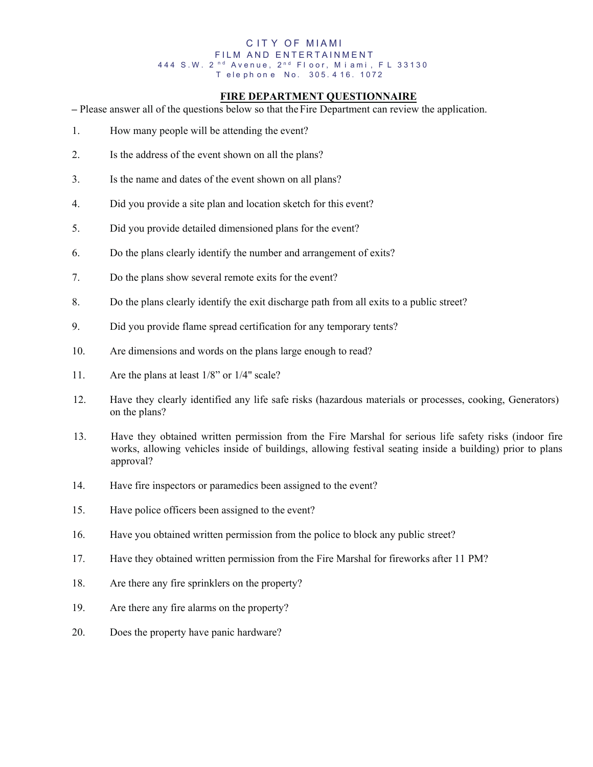CITY OF MIAMI
FILM AND ENTERTAINMENT
444 S.W. 2nd Avenue, 2nd Floor, Miami, FL 33130
Telephone No. 305.416.1072

## FIRE DEPARTMENT QUESTIONNAIRE

– Please answer all of the questions below so that the Fire Department can review the application.

1. How many people will be attending the event?

2. Is the address of the event shown on all the plans?

3. Is the name and dates of the event shown on all plans?

4. Did you provide a site plan and location sketch for this event?

5. Did you provide detailed dimensioned plans for the event?

6. Do the plans clearly identify the number and arrangement of exits?

7. Do the plans show several remote exits for the event?

8. Do the plans clearly identify the exit discharge path from all exits to a public street?

9. Did you provide flame spread certification for any temporary tents?

10. Are dimensions and words on the plans large enough to read?

11. Are the plans at least 1/8" or 1/4" scale?

12. Have they clearly identified any life safe risks (hazardous materials or processes, cooking, Generators) on the plans?

13. Have they obtained written permission from the Fire Marshal for serious life safety risks (indoor fire works, allowing vehicles inside of buildings, allowing festival seating inside a building) prior to plans approval?

14. Have fire inspectors or paramedics been assigned to the event?

15. Have police officers been assigned to the event?

16. Have you obtained written permission from the police to block any public street?

17. Have they obtained written permission from the Fire Marshal for fireworks after 11 PM?

18. Are there any fire sprinklers on the property?

19. Are there any fire alarms on the property?

20. Does the property have panic hardware?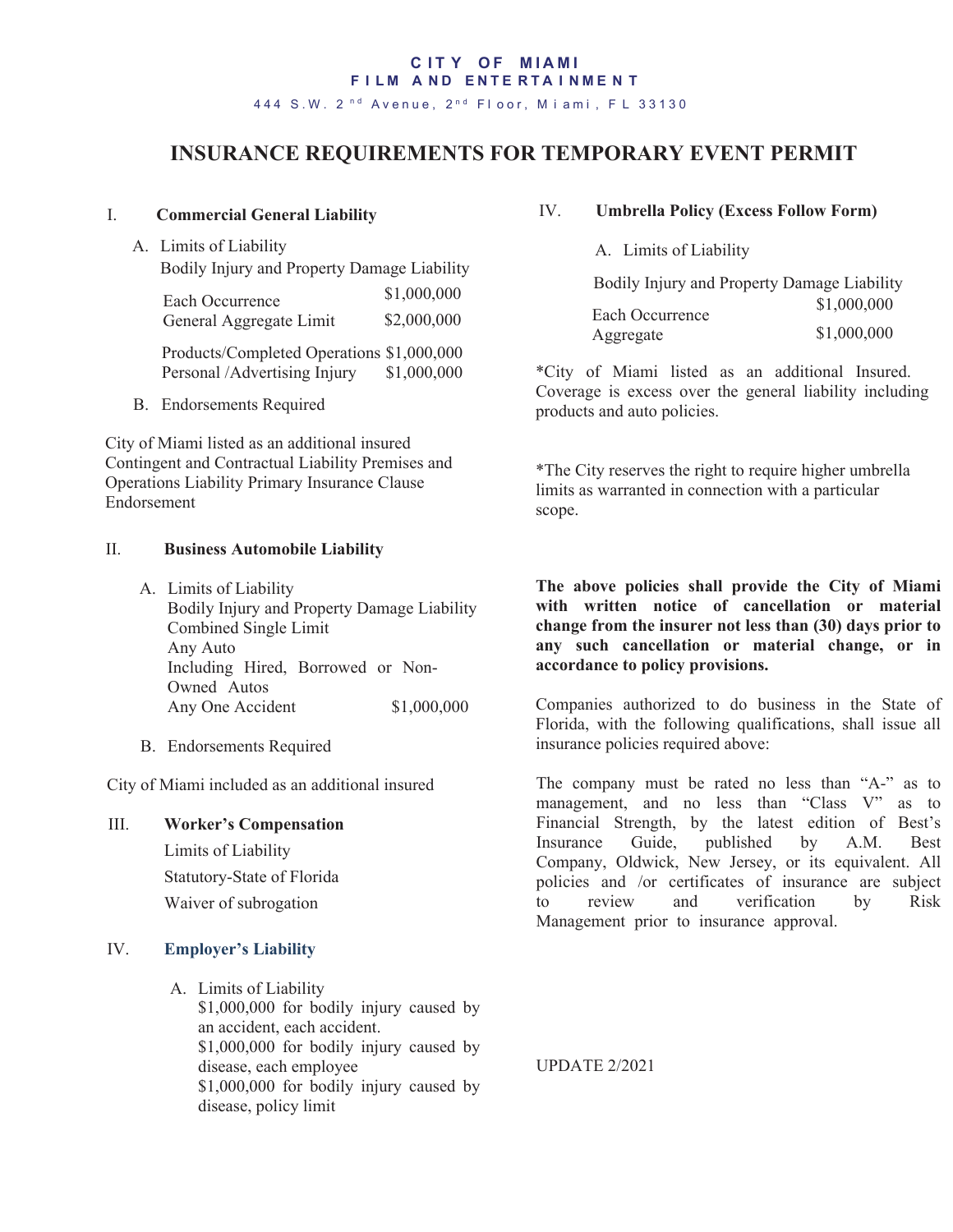**CITY OF MIAMI**
**FILM AND ENTERTAINMENT**
444 S.W. 2nd Avenue, 2nd Floor, Miami, FL 33130

# INSURANCE REQUIREMENTS FOR TEMPORARY EVENT PERMIT

## I. Commercial General Liability

A. Limits of Liability
Bodily Injury and Property Damage Liability

| | |
|---|---|
| Each Occurrence | $1,000,000 |
| General Aggregate Limit | $2,000,000 |
| Products/Completed Operations | $1,000,000 |
| Personal /Advertising Injury | $1,000,000 |

B. Endorsements Required

City of Miami listed as an additional insured
Contingent and Contractual Liability Premises and Operations Liability Primary Insurance Clause Endorsement

## II. Business Automobile Liability

A. Limits of Liability
Bodily Injury and Property Damage Liability
Combined Single Limit
Any Auto
Including Hired, Borrowed or Non-Owned Autos
Any One Accident $1,000,000

B. Endorsements Required

City of Miami included as an additional insured

## III. Worker's Compensation

Limits of Liability
Statutory-State of Florida
Waiver of subrogation

## IV. Employer's Liability

A. Limits of Liability
$1,000,000 for bodily injury caused by an accident, each accident.
$1,000,000 for bodily injury caused by disease, each employee
$1,000,000 for bodily injury caused by disease, policy limit

## IV. Umbrella Policy (Excess Follow Form)

A. Limits of Liability

Bodily Injury and Property Damage Liability

| | |
|---|---|
| Each Occurrence | $1,000,000 |
| Aggregate | $1,000,000 |

*City of Miami listed as an additional Insured. Coverage is excess over the general liability including products and auto policies.

*The City reserves the right to require higher umbrella limits as warranted in connection with a particular scope.

**The above policies shall provide the City of Miami with written notice of cancellation or material change from the insurer not less than (30) days prior to any such cancellation or material change, or in accordance to policy provisions.**

Companies authorized to do business in the State of Florida, with the following qualifications, shall issue all insurance policies required above:

The company must be rated no less than "A-" as to management, and no less than "Class V" as to Financial Strength, by the latest edition of Best's Insurance Guide, published by A.M. Best Company, Oldwick, New Jersey, or its equivalent. All policies and /or certificates of insurance are subject to review and verification by Risk Management prior to insurance approval.

UPDATE 2/2021